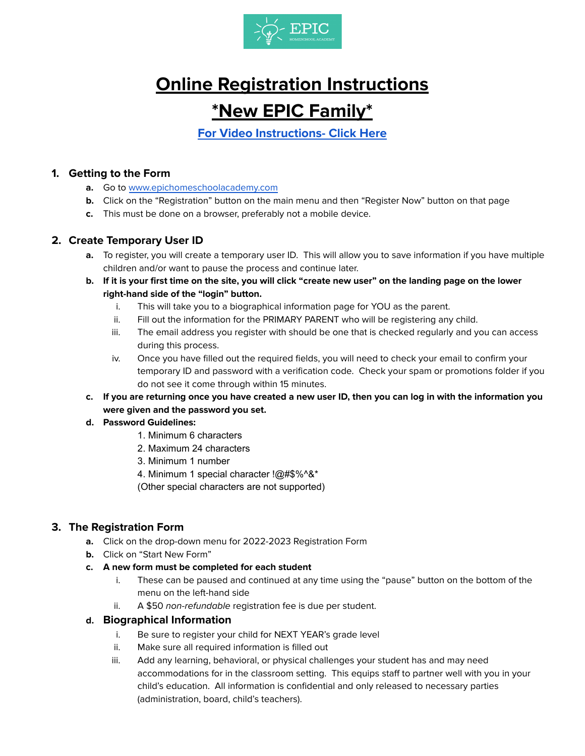# Online Registration Instructions

## *New EPIC Family*

[For Video Instructions- Click Here]

### 1. Getting to the Form

a. Go to www.epichomeschoolacademy.com
b. Click on the "Registration" button on the main menu and then "Register Now" button on that page
c. This must be done on a browser, preferably not a mobile device.

### 2. Create Temporary User ID

a. To register, you will create a temporary user ID. This will allow you to save information if you have multiple children and/or want to pause the process and continue later.

b. **If it is your first time on the site, you will click "create new user" on the landing page on the lower right-hand side of the "login" button.**

   i. This will take you to a biographical information page for YOU as the parent.
   ii. Fill out the information for the PRIMARY PARENT who will be registering any child.
   iii. The email address you register with should be one that is checked regularly and you can access during this process.
   iv. Once you have filled out the required fields, you will need to check your email to confirm your temporary ID and password with a verification code. Check your spam or promotions folder if you do not see it come through within 15 minutes.

c. **If you are returning once you have created a new user ID, then you can log in with the information you were given and the password you set.**

d. **Password Guidelines:**

   1. Minimum 6 characters
   2. Maximum 24 characters
   3. Minimum 1 number
   4. Minimum 1 special character !@#$%^&*

   (Other special characters are not supported)

### 3. The Registration Form

a. Click on the drop-down menu for 2022-2023 Registration Form

b. Click on "Start New Form"

c. **A new form must be completed for each student**

   i. These can be paused and continued at any time using the "pause" button on the bottom of the menu on the left-hand side
   ii. A $50 *non-refundable* registration fee is due per student.

d. **Biographical Information**

   i. Be sure to register your child for NEXT YEAR's grade level
   ii. Make sure all required information is filled out
   iii. Add any learning, behavioral, or physical challenges your student has and may need accommodations for in the classroom setting. This equips staff to partner well with you in your child's education. All information is confidential and only released to necessary parties (administration, board, child's teachers).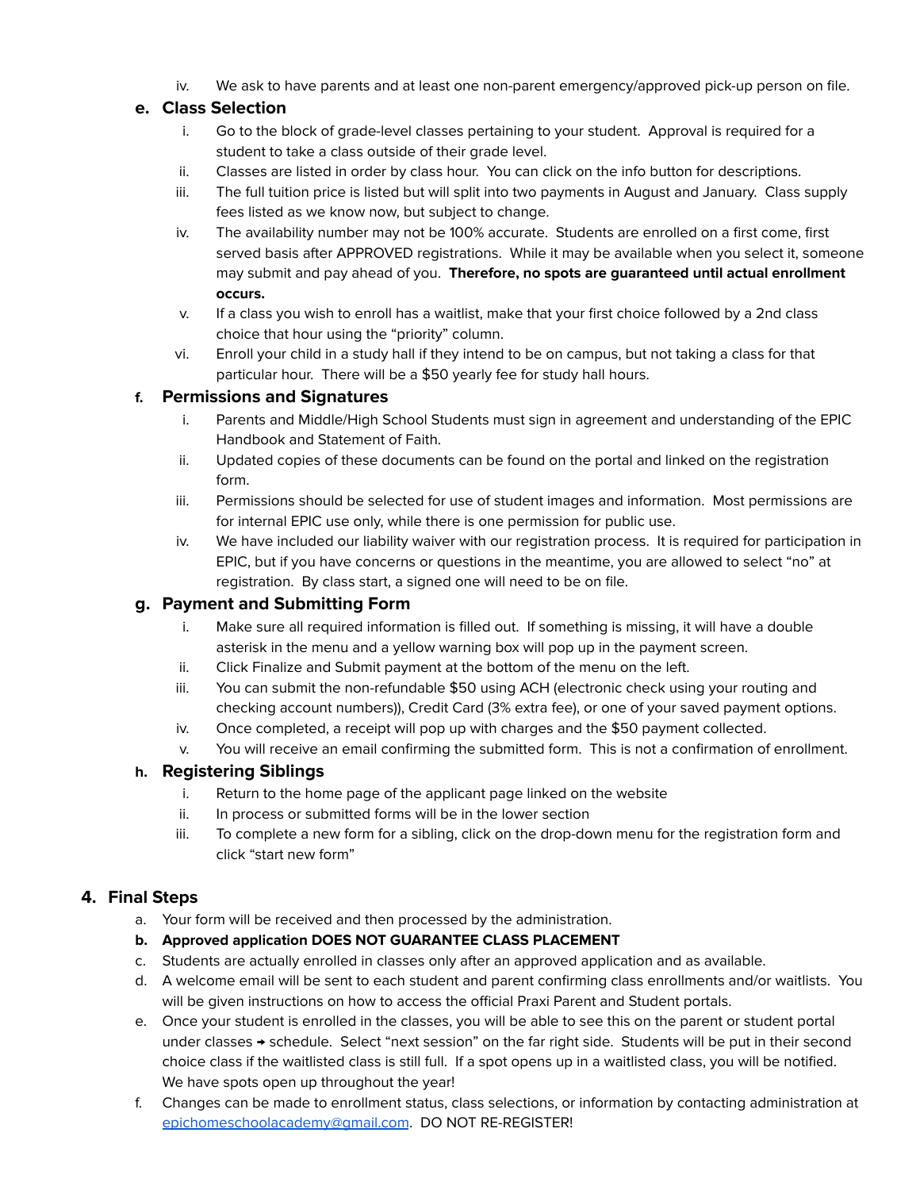iv. We ask to have parents and at least one non-parent emergency/approved pick-up person on file.

### e. Class Selection

i. Go to the block of grade-level classes pertaining to your student. Approval is required for a student to take a class outside of their grade level.

ii. Classes are listed in order by class hour. You can click on the info button for descriptions.

iii. The full tuition price is listed but will split into two payments in August and January. Class supply fees listed as we know now, but subject to change.

iv. The availability number may not be 100% accurate. Students are enrolled on a first come, first served basis after APPROVED registrations. While it may be available when you select it, someone may submit and pay ahead of you. **Therefore, no spots are guaranteed until actual enrollment occurs.**

v. If a class you wish to enroll has a waitlist, make that your first choice followed by a 2nd class choice that hour using the "priority" column.

vi. Enroll your child in a study hall if they intend to be on campus, but not taking a class for that particular hour. There will be a $50 yearly fee for study hall hours.

### f. Permissions and Signatures

i. Parents and Middle/High School Students must sign in agreement and understanding of the EPIC Handbook and Statement of Faith.

ii. Updated copies of these documents can be found on the portal and linked on the registration form.

iii. Permissions should be selected for use of student images and information. Most permissions are for internal EPIC use only, while there is one permission for public use.

iv. We have included our liability waiver with our registration process. It is required for participation in EPIC, but if you have concerns or questions in the meantime, you are allowed to select "no" at registration. By class start, a signed one will need to be on file.

### g. Payment and Submitting Form

i. Make sure all required information is filled out. If something is missing, it will have a double asterisk in the menu and a yellow warning box will pop up in the payment screen.

ii. Click Finalize and Submit payment at the bottom of the menu on the left.

iii. You can submit the non-refundable $50 using ACH (electronic check using your routing and checking account numbers)), Credit Card (3% extra fee), or one of your saved payment options.

iv. Once completed, a receipt will pop up with charges and the $50 payment collected.

v. You will receive an email confirming the submitted form. This is not a confirmation of enrollment.

### h. Registering Siblings

i. Return to the home page of the applicant page linked on the website

ii. In process or submitted forms will be in the lower section

iii. To complete a new form for a sibling, click on the drop-down menu for the registration form and click "start new form"

## 4. Final Steps

a. Your form will be received and then processed by the administration.

b. **Approved application DOES NOT GUARANTEE CLASS PLACEMENT**

c. Students are actually enrolled in classes only after an approved application and as available.

d. A welcome email will be sent to each student and parent confirming class enrollments and/or waitlists. You will be given instructions on how to access the official Praxi Parent and Student portals.

e. Once your student is enrolled in the classes, you will be able to see this on the parent or student portal under classes ➔ schedule. Select "next session" on the far right side. Students will be put in their second choice class if the waitlisted class is still full. If a spot opens up in a waitlisted class, you will be notified. We have spots open up throughout the year!

f. Changes can be made to enrollment status, class selections, or information by contacting administration at [epichomeschoolacademy@gmail.com](mailto:epichomeschoolacademy@gmail.com). DO NOT RE-REGISTER!